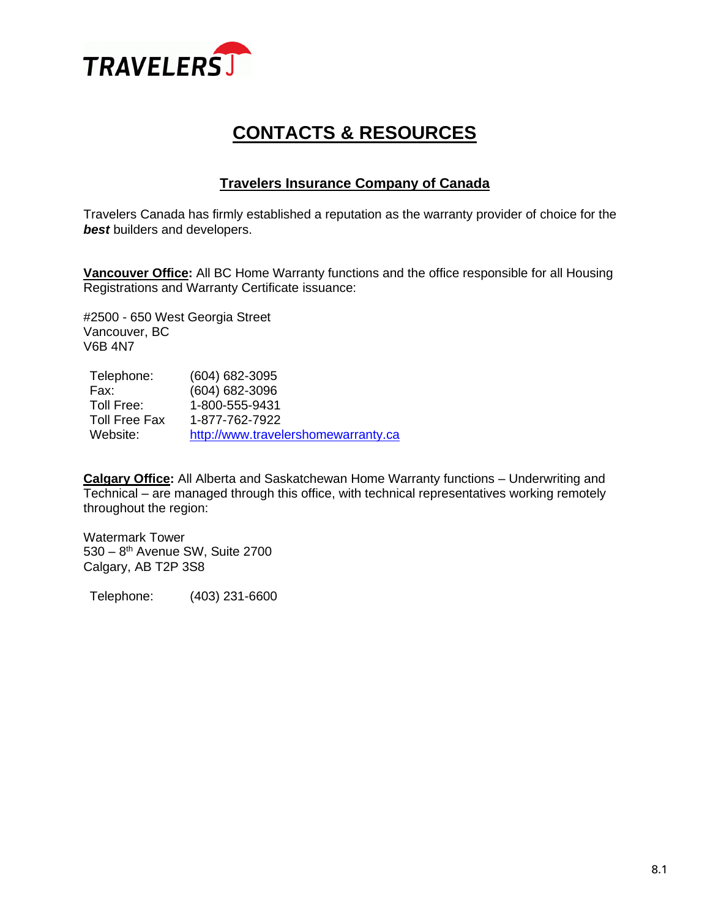TRAVELERS

# CONTACTS & RESOURCES

## Travelers Insurance Company of Canada

Travelers Canada has firmly established a reputation as the warranty provider of choice for the ***best*** builders and developers.

**Vancouver Office:** All BC Home Warranty functions and the office responsible for all Housing Registrations and Warranty Certificate issuance:

#2500 - 650 West Georgia Street
Vancouver, BC
V6B 4N7

| | |
|---|---|
| Telephone: | (604) 682-3095 |
| Fax: | (604) 682-3096 |
| Toll Free: | 1-800-555-9431 |
| Toll Free Fax | 1-877-762-7922 |
| Website: | http://www.travelershomewarranty.ca |

**Calgary Office:** All Alberta and Saskatchewan Home Warranty functions – Underwriting and Technical – are managed through this office, with technical representatives working remotely throughout the region:

Watermark Tower
530 – 8th Avenue SW, Suite 2700
Calgary, AB T2P 3S8

| | |
|---|---|
| Telephone: | (403) 231-6600 |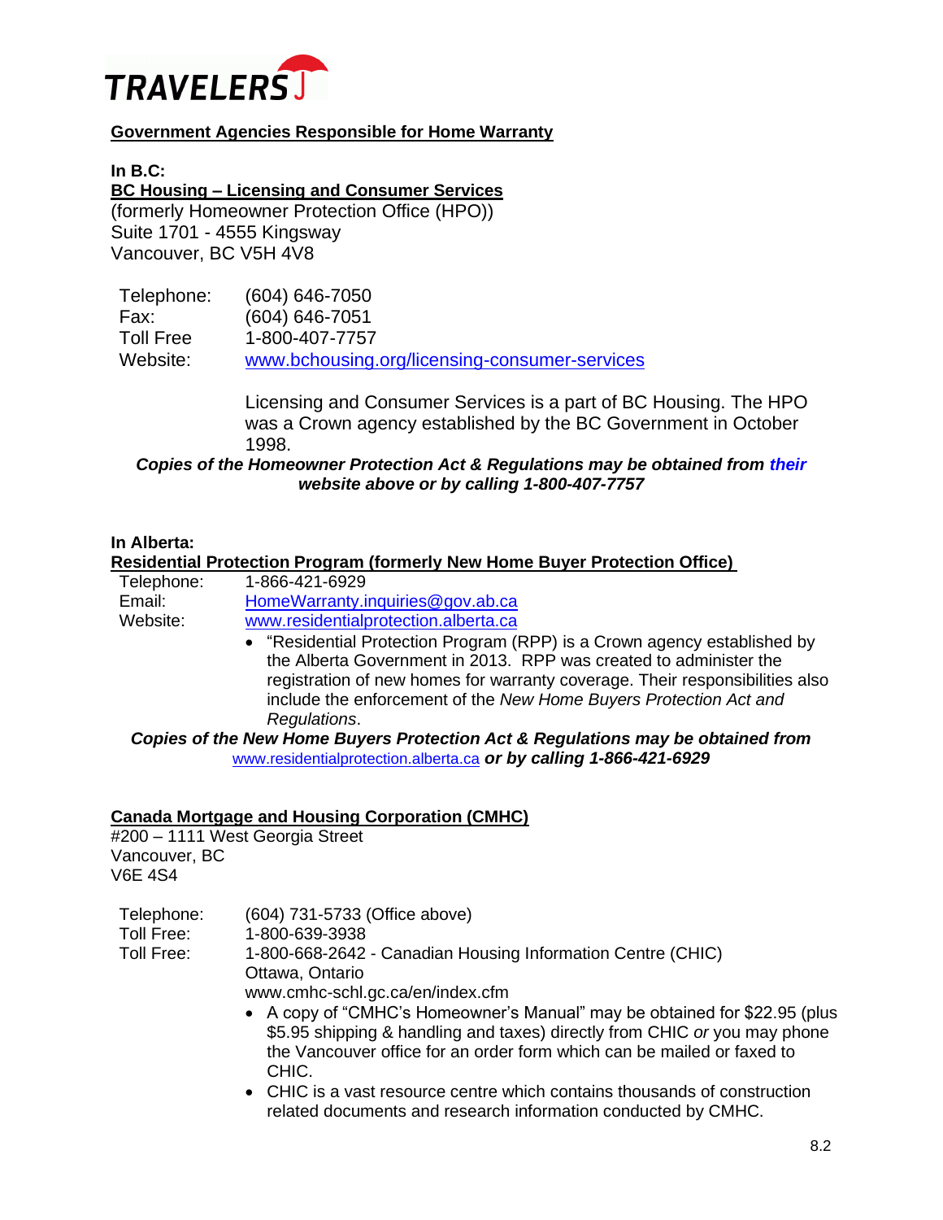TRAVELERS

## Government Agencies Responsible for Home Warranty

**In B.C:**

**BC Housing – Licensing and Consumer Services**

(formerly Homeowner Protection Office (HPO))
Suite 1701 - 4555 Kingsway
Vancouver, BC V5H 4V8

| | |
|---|---|
| Telephone: | (604) 646-7050 |
| Fax: | (604) 646-7051 |
| Toll Free | 1-800-407-7757 |
| Website: | www.bchousing.org/licensing-consumer-services |

Licensing and Consumer Services is a part of BC Housing. The HPO was a Crown agency established by the BC Government in October 1998.

***Copies of the Homeowner Protection Act & Regulations may be obtained from their website above or by calling 1-800-407-7757***

**In Alberta:**

**Residential Protection Program (formerly New Home Buyer Protection Office)**

| | |
|---|---|
| Telephone: | 1-866-421-6929 |
| Email: | HomeWarranty.inquiries@gov.ab.ca |
| Website: | www.residentialprotection.alberta.ca |

- "Residential Protection Program (RPP) is a Crown agency established by the Alberta Government in 2013. RPP was created to administer the registration of new homes for warranty coverage. Their responsibilities also include the enforcement of the *New Home Buyers Protection Act and Regulations*.

***Copies of the New Home Buyers Protection Act & Regulations may be obtained from*** www.residentialprotection.alberta.ca ***or by calling 1-866-421-6929***

**Canada Mortgage and Housing Corporation (CMHC)**

#200 – 1111 West Georgia Street
Vancouver, BC
V6E 4S4

| | |
|---|---|
| Telephone: | (604) 731-5733 (Office above) |
| Toll Free: | 1-800-639-3938 |
| Toll Free: | 1-800-668-2642 - Canadian Housing Information Centre (CHIC) Ottawa, Ontario |
| | www.cmhc-schl.gc.ca/en/index.cfm |

- A copy of "CMHC's Homeowner's Manual" may be obtained for $22.95 (plus $5.95 shipping & handling and taxes) directly from CHIC *or* you may phone the Vancouver office for an order form which can be mailed or faxed to CHIC.
- CHIC is a vast resource centre which contains thousands of construction related documents and research information conducted by CMHC.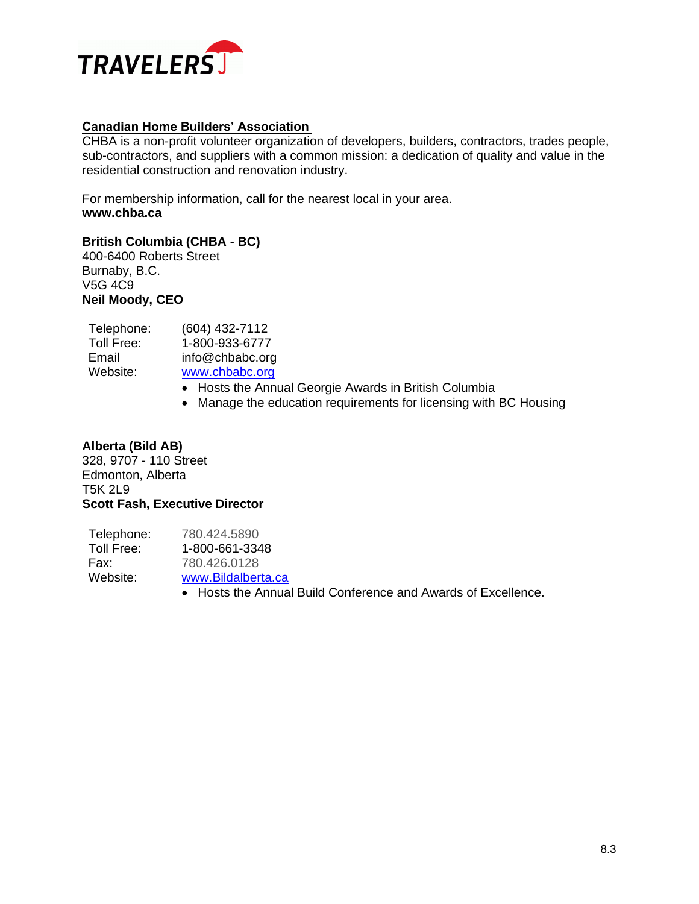## Canadian Home Builders' Association

CHBA is a non-profit volunteer organization of developers, builders, contractors, trades people, sub-contractors, and suppliers with a common mission: a dedication of quality and value in the residential construction and renovation industry.

For membership information, call for the nearest local in your area.
**www.chba.ca**

**British Columbia (CHBA - BC)**
400-6400 Roberts Street
Burnaby, B.C.
V5G 4C9
**Neil Moody, CEO**

| | |
|---|---|
| Telephone: | (604) 432-7112 |
| Toll Free: | 1-800-933-6777 |
| Email | info@chbabc.org |
| Website: | www.chbabc.org |

- Hosts the Annual Georgie Awards in British Columbia
- Manage the education requirements for licensing with BC Housing

**Alberta (Bild AB)**
328, 9707 - 110 Street
Edmonton, Alberta
T5K 2L9
**Scott Fash, Executive Director**

| | |
|---|---|
| Telephone: | 780.424.5890 |
| Toll Free: | 1-800-661-3348 |
| Fax: | 780.426.0128 |
| Website: | www.Bildalberta.ca |

- Hosts the Annual Build Conference and Awards of Excellence.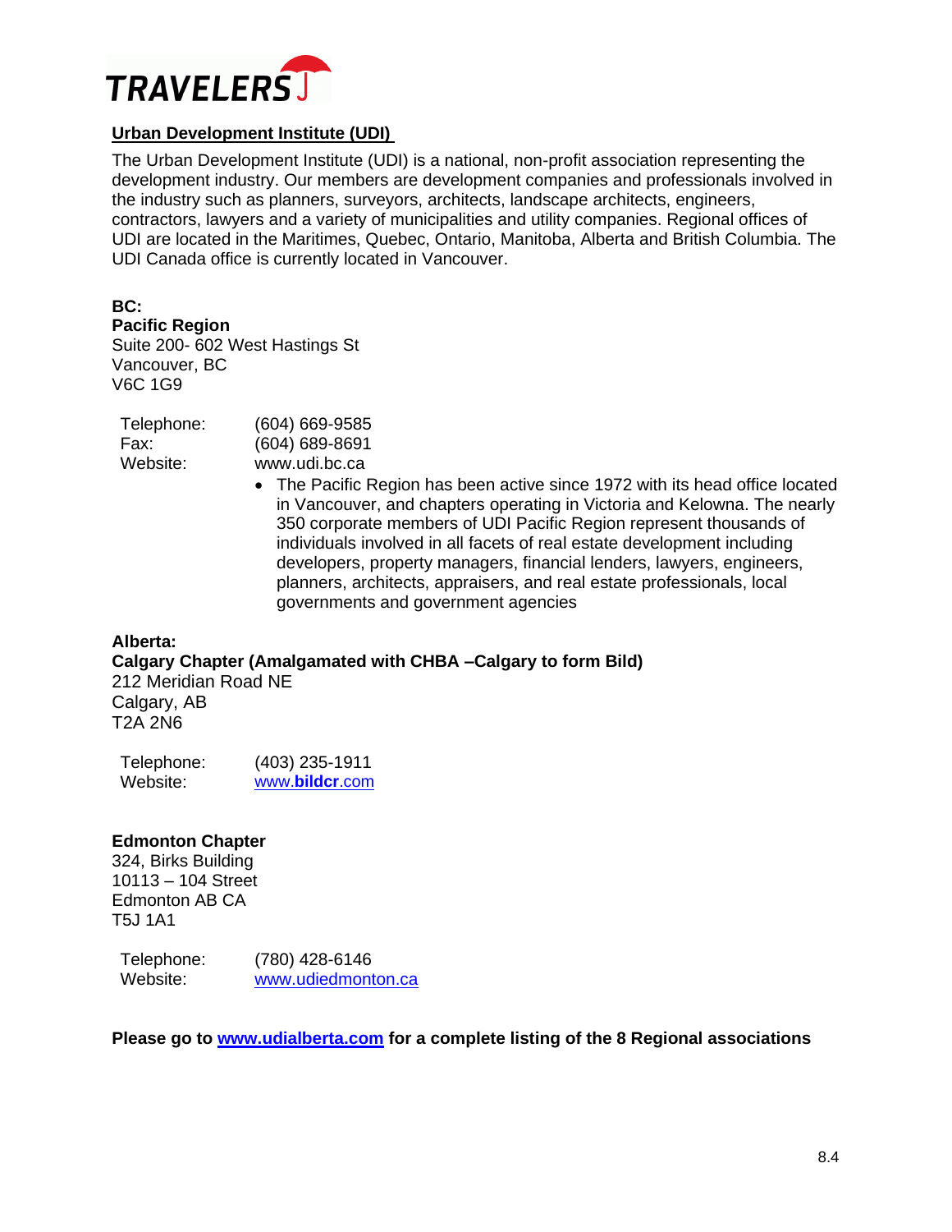## Urban Development Institute (UDI)

The Urban Development Institute (UDI) is a national, non-profit association representing the development industry. Our members are development companies and professionals involved in the industry such as planners, surveyors, architects, landscape architects, engineers, contractors, lawyers and a variety of municipalities and utility companies. Regional offices of UDI are located in the Maritimes, Quebec, Ontario, Manitoba, Alberta and British Columbia. The UDI Canada office is currently located in Vancouver.

**BC:**
**Pacific Region**
Suite 200- 602 West Hastings St
Vancouver, BC
V6C 1G9

Telephone: (604) 669-9585
Fax: (604) 689-8691
Website: www.udi.bc.ca

- The Pacific Region has been active since 1972 with its head office located in Vancouver, and chapters operating in Victoria and Kelowna. The nearly 350 corporate members of UDI Pacific Region represent thousands of individuals involved in all facets of real estate development including developers, property managers, financial lenders, lawyers, engineers, planners, architects, appraisers, and real estate professionals, local governments and government agencies

**Alberta:**
**Calgary Chapter (Amalgamated with CHBA –Calgary to form Bild)**
212 Meridian Road NE
Calgary, AB
T2A 2N6

Telephone: (403) 235-1911
Website: www.**bildcr**.com

**Edmonton Chapter**
324, Birks Building
10113 – 104 Street
Edmonton AB CA
T5J 1A1

Telephone: (780) 428-6146
Website: www.udiedmonton.ca

**Please go to www.udialberta.com for a complete listing of the 8 Regional associations**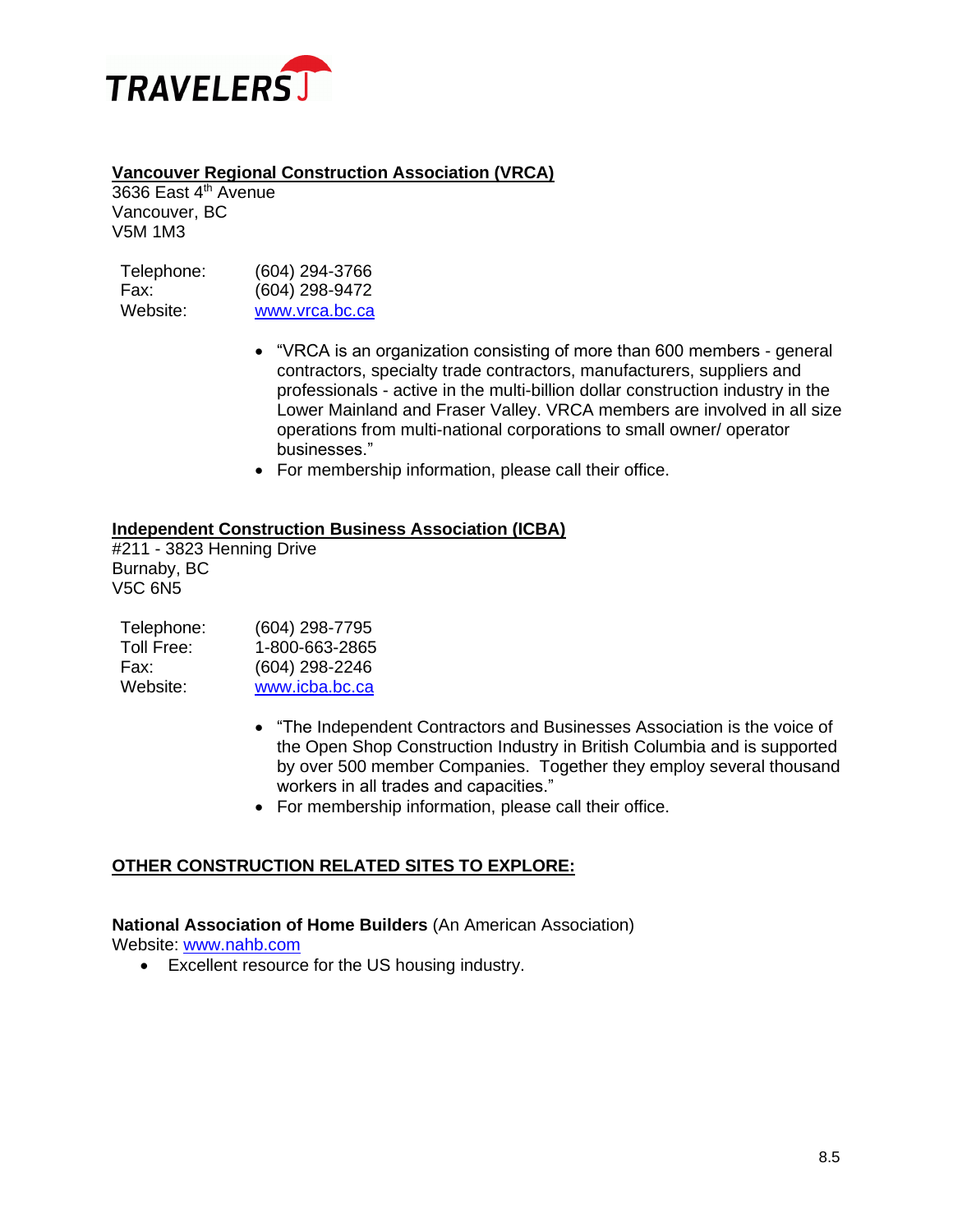**Vancouver Regional Construction Association (VRCA)**
3636 East 4th Avenue
Vancouver, BC
V5M 1M3

| | |
|---|---|
| Telephone: | (604) 294-3766 |
| Fax: | (604) 298-9472 |
| Website: | www.vrca.bc.ca |

- "VRCA is an organization consisting of more than 600 members - general contractors, specialty trade contractors, manufacturers, suppliers and professionals - active in the multi-billion dollar construction industry in the Lower Mainland and Fraser Valley. VRCA members are involved in all size operations from multi-national corporations to small owner/ operator businesses."
- For membership information, please call their office.

**Independent Construction Business Association (ICBA)**
#211 - 3823 Henning Drive
Burnaby, BC
V5C 6N5

| | |
|---|---|
| Telephone: | (604) 298-7795 |
| Toll Free: | 1-800-663-2865 |
| Fax: | (604) 298-2246 |
| Website: | www.icba.bc.ca |

- "The Independent Contractors and Businesses Association is the voice of the Open Shop Construction Industry in British Columbia and is supported by over 500 member Companies. Together they employ several thousand workers in all trades and capacities."
- For membership information, please call their office.

## OTHER CONSTRUCTION RELATED SITES TO EXPLORE:

**National Association of Home Builders** (An American Association)
Website: www.nahb.com

- Excellent resource for the US housing industry.